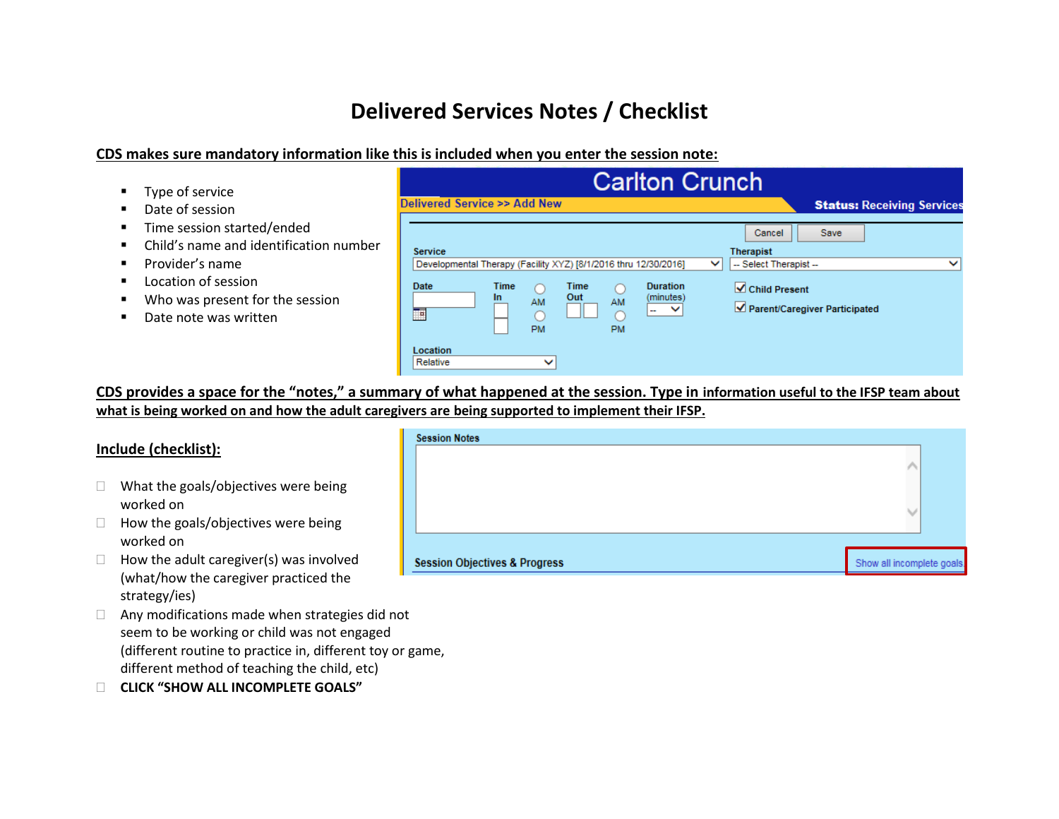# Delivered Services Notes / Checklist

**CDS makes sure mandatory information like this is included when you enter the session note:**

- Type of service
- Date of session
- Time session started/ended
- Child's name and identification number
- Provider's name
- Location of session
- Who was present for the session
- Date note was written

Carlton Crunch

Delivered Service >> Add New

**Status:** Receiving Services

Cancel Save

Service: Developmental Therapy (Facility XYZ) [8/1/2016 thru 12/30/2016]

Therapist: -- Select Therapist --

Date | Time In | AM | PM | Time Out | AM | PM | Duration (minutes)

☑ Child Present

☑ Parent/Caregiver Participated

Location: Relative

**CDS provides a space for the "notes," a summary of what happened at the session. Type in information useful to the IFSP team about what is being worked on and how the adult caregivers are being supported to implement their IFSP.**

**Include (checklist):**

- ☐ What the goals/objectives were being worked on
- ☐ How the goals/objectives were being worked on
- ☐ How the adult caregiver(s) was involved (what/how the caregiver practiced the strategy/ies)
- ☐ Any modifications made when strategies did not seem to be working or child was not engaged (different routine to practice in, different toy or game, different method of teaching the child, etc)
- ☐ CLICK "SHOW ALL INCOMPLETE GOALS"

Session Notes

Session Objectives & Progress

Show all incomplete goals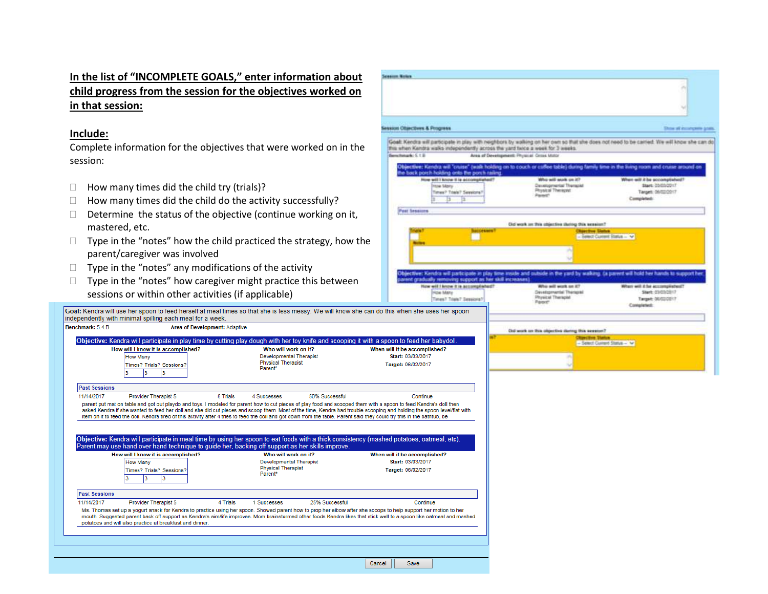**In the list of "INCOMPLETE GOALS," enter information about child progress from the session for the objectives worked on in that session:**

**Include:**

Complete information for the objectives that were worked on in the session:

- How many times did the child try (trials)?
- How many times did the child do the activity successfully?
- Determine the status of the objective (continue working on it, mastered, etc.
- Type in the "notes" how the child practiced the strategy, how the parent/caregiver was involved
- Type in the "notes" any modifications of the activity
- Type in the "notes" how caregiver might practice this between sessions or within other activities (if applicable)

Session Notes

Session Objectives & Progress

Show all incomplete goals

Goal: Kendra will participate in play with neighbors by walking on her own so that she does not need to be carried. We will know she can do this when Kendra walks independently across the yard twice a week for 3 weeks.

Benchmark: 5.1.B Area of Development: Physical: Gross Motor

**Objective:** Kendra will "cruise" (walk holding on to couch or coffee table) during family time in the living room and cruise around on the back porch holding onto the porch railing

| How will I know it is accomplished? | Who will work on it? | When will it be accomplished? |
|---|---|---|
| How Many Times? Trials? Sessions? 3 / 3 / 3 | Developmental Therapist, Physical Therapist, Parent* | Start: 03/03/2017 Target: 06/02/2017 Completed: |

Past Sessions

Did work on this objective during this session?

Trials? Successes? Objective Status: -- Select Current Status --

Notes

**Objective:** Kendra will participate in play time inside and outside in the yard by walking. (a parent will hold her hands to support her, parent gradually removing support as her skill increases)

| How will I know it is accomplished? | Who will work on it? | When will it be accomplished? |
|---|---|---|
| How Many Times? Trials? Sessions? | Developmental Therapist, Physical Therapist, Parent* | Start: 03/03/2017 Target: 06/02/2017 Completed: |

Did work on this objective during this session?

Objective Status: -- Select Current Status --

Goal: Kendra will use her spoon to feed herself at meal times so that she is less messy. We will know she can do this when she uses her spoon independently with minimal spilling each meal for a week.

Benchmark: 5.4.B Area of Development: Adaptive

**Objective:** Kendra will participate in play time by cutting play dough with her toy knife and scooping it with a spoon to feed her babydoll.

| How will I know it is accomplished? | Who will work on it? | When will it be accomplished? |
|---|---|---|
| How Many Times? Trials? Sessions? 3 / 3 / 3 | Developmental Therapist, Physical Therapist, Parent* | Start: 03/03/2017 Target: 06/02/2017 |

Past Sessions

| | | | | | |
|---|---|---|---|---|---|
| 11/14/2017 | Provider Therapist 5 | 8 Trials | 4 Successes | 50% Successful | Continue |

parent put mat on table and got out playdo and toys. I modeled for parent how to cut pieces of play food and scooped them with a spoon to feed Kendra's doll then asked Kendra if she wanted to feed her doll and she did cut pieces and scoop them. Most of the time, Kendra had trouble scooping and holding the spoon level/flat with item on it to feed the doll. Kendra tired of this activity after 4 tries to feed the doll and got down from the table. Parent said they could try this in the bathtub, be

**Objective:** Kendra will participate in meal time by using her spoon to eat foods with a thick consistency (mashed potatoes, oatmeal, etc). Parent may use hand over hand technique to guide her, backing off support as her skills improve.

| How will I know it is accomplished? | Who will work on it? | When will it be accomplished? |
|---|---|---|
| How Many Times? Trials? Sessions? 3 / 3 / 3 | Developmental Therapist, Physical Therapist, Parent* | Start: 03/03/2017 Target: 06/02/2017 |

Past Sessions

| | | | | | |
|---|---|---|---|---|---|
| 11/14/2017 | Provider Therapist 5 | 4 Trials | 1 Successes | 25% Successful | Continue |

Ms. Thomas set up a yogurt snack for Kendra to practice using her spoon. Showed parent how to prop her elbow after she scoops to help support her motion to her mouth. Suggested parent back off support as Kendra's aim/life improves. Mom brainstormed other foods Kendra likes that stick well to a spoon like oatmeal and mashed potatoes and will also practice at breakfast and dinner.

Cancel Save